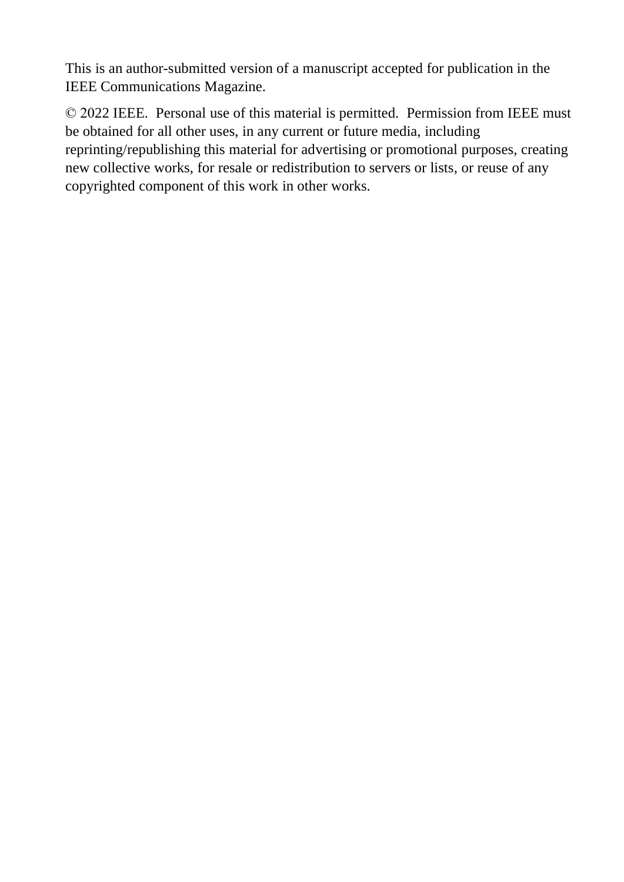This is an author-submitted version of a manuscript accepted for publication in the IEEE Communications Magazine.

© 2022 IEEE. Personal use of this material is permitted. Permission from IEEE must be obtained for all other uses, in any current or future media, including reprinting/republishing this material for advertising or promotional purposes, creating new collective works, for resale or redistribution to servers or lists, or reuse of any copyrighted component of this work in other works.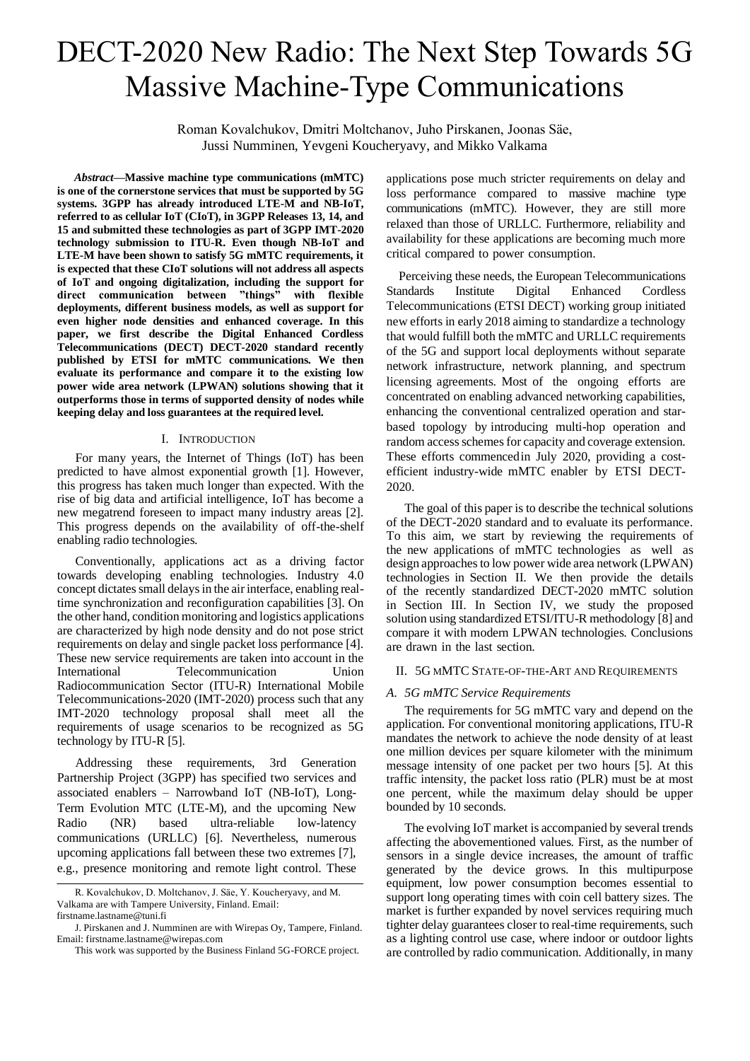# DECT-2020 New Radio: The Next Step Towards 5G Massive Machine-Type Communications

Roman Kovalchukov, Dmitri Moltchanov, Juho Pirskanen, Joonas Säe, Jussi Numminen, Yevgeni Koucheryavy, and Mikko Valkama

***Abstract*—Massive machine type communications (mMTC) is one of the cornerstone services that must be supported by 5G systems. 3GPP has already introduced LTE-M and NB-IoT, referred to as cellular IoT (CIoT), in 3GPP Releases 13, 14, and 15 and submitted these technologies as part of 3GPP IMT-2020 technology submission to ITU-R. Even though NB-IoT and LTE-M have been shown to satisfy 5G mMTC requirements, it is expected that these CIoT solutions will not address all aspects of IoT and ongoing digitalization, including the support for direct communication between "things" with flexible deployments, different business models, as well as support for even higher node densities and enhanced coverage. In this paper, we first describe the Digital Enhanced Cordless Telecommunications (DECT) DECT-2020 standard recently published by ETSI for mMTC communications. We then evaluate its performance and compare it to the existing low power wide area network (LPWAN) solutions showing that it outperforms those in terms of supported density of nodes while keeping delay and loss guarantees at the required level.**

## I. Introduction

For many years, the Internet of Things (IoT) has been predicted to have almost exponential growth [1]. However, this progress has taken much longer than expected. With the rise of big data and artificial intelligence, IoT has become a new megatrend foreseen to impact many industry areas [2]. This progress depends on the availability of off-the-shelf enabling radio technologies.

Conventionally, applications act as a driving factor towards developing enabling technologies. Industry 4.0 concept dictates small delays in the air interface, enabling real-time synchronization and reconfiguration capabilities [3]. On the other hand, condition monitoring and logistics applications are characterized by high node density and do not pose strict requirements on delay and single packet loss performance [4]. These new service requirements are taken into account in the International Telecommunication Union Radiocommunication Sector (ITU-R) International Mobile Telecommunications-2020 (IMT-2020) process such that any IMT-2020 technology proposal shall meet all the requirements of usage scenarios to be recognized as 5G technology by ITU-R [5].

Addressing these requirements, 3rd Generation Partnership Project (3GPP) has specified two services and associated enablers – Narrowband IoT (NB-IoT), Long-Term Evolution MTC (LTE-M), and the upcoming New Radio (NR) based ultra-reliable low-latency communications (URLLC) [6]. Nevertheless, numerous upcoming applications fall between these two extremes [7], e.g., presence monitoring and remote light control. These applications pose much stricter requirements on delay and loss performance compared to massive machine type communications (mMTC). However, they are still more relaxed than those of URLLC. Furthermore, reliability and availability for these applications are becoming much more critical compared to power consumption.

Perceiving these needs, the European Telecommunications Standards Institute Digital Enhanced Cordless Telecommunications (ETSI DECT) working group initiated new efforts in early 2018 aiming to standardize a technology that would fulfill both the mMTC and URLLC requirements of the 5G and support local deployments without separate network infrastructure, network planning, and spectrum licensing agreements. Most of the ongoing efforts are concentrated on enabling advanced networking capabilities, enhancing the conventional centralized operation and star-based topology by introducing multi-hop operation and random access schemes for capacity and coverage extension. These efforts commenced in July 2020, providing a cost-efficient industry-wide mMTC enabler by ETSI DECT-2020.

The goal of this paper is to describe the technical solutions of the DECT-2020 standard and to evaluate its performance. To this aim, we start by reviewing the requirements of the new applications of mMTC technologies as well as design approaches to low power wide area network (LPWAN) technologies in Section II. We then provide the details of the recently standardized DECT-2020 mMTC solution in Section III. In Section IV, we study the proposed solution using standardized ETSI/ITU-R methodology [8] and compare it with modern LPWAN technologies. Conclusions are drawn in the last section.

## II. 5G mMTC State-of-the-Art and Requirements

### A. 5G mMTC Service Requirements

The requirements for 5G mMTC vary and depend on the application. For conventional monitoring applications, ITU-R mandates the network to achieve the node density of at least one million devices per square kilometer with the minimum message intensity of one packet per two hours [5]. At this traffic intensity, the packet loss ratio (PLR) must be at most one percent, while the maximum delay should be upper bounded by 10 seconds.

The evolving IoT market is accompanied by several trends affecting the abovementioned values. First, as the number of sensors in a single device increases, the amount of traffic generated by the device grows. In this multipurpose equipment, low power consumption becomes essential to support long operating times with coin cell battery sizes. The market is further expanded by novel services requiring much tighter delay guarantees closer to real-time requirements, such as a lighting control use case, where indoor or outdoor lights are controlled by radio communication. Additionally, in many

R. Kovalchukov, D. Moltchanov, J. Säe, Y. Koucheryavy, and M. Valkama are with Tampere University, Finland. Email: firstname.lastname@tuni.fi

J. Pirskanen and J. Numminen are with Wirepas Oy, Tampere, Finland. Email: firstname.lastname@wirepas.com

This work was supported by the Business Finland 5G-FORCE project.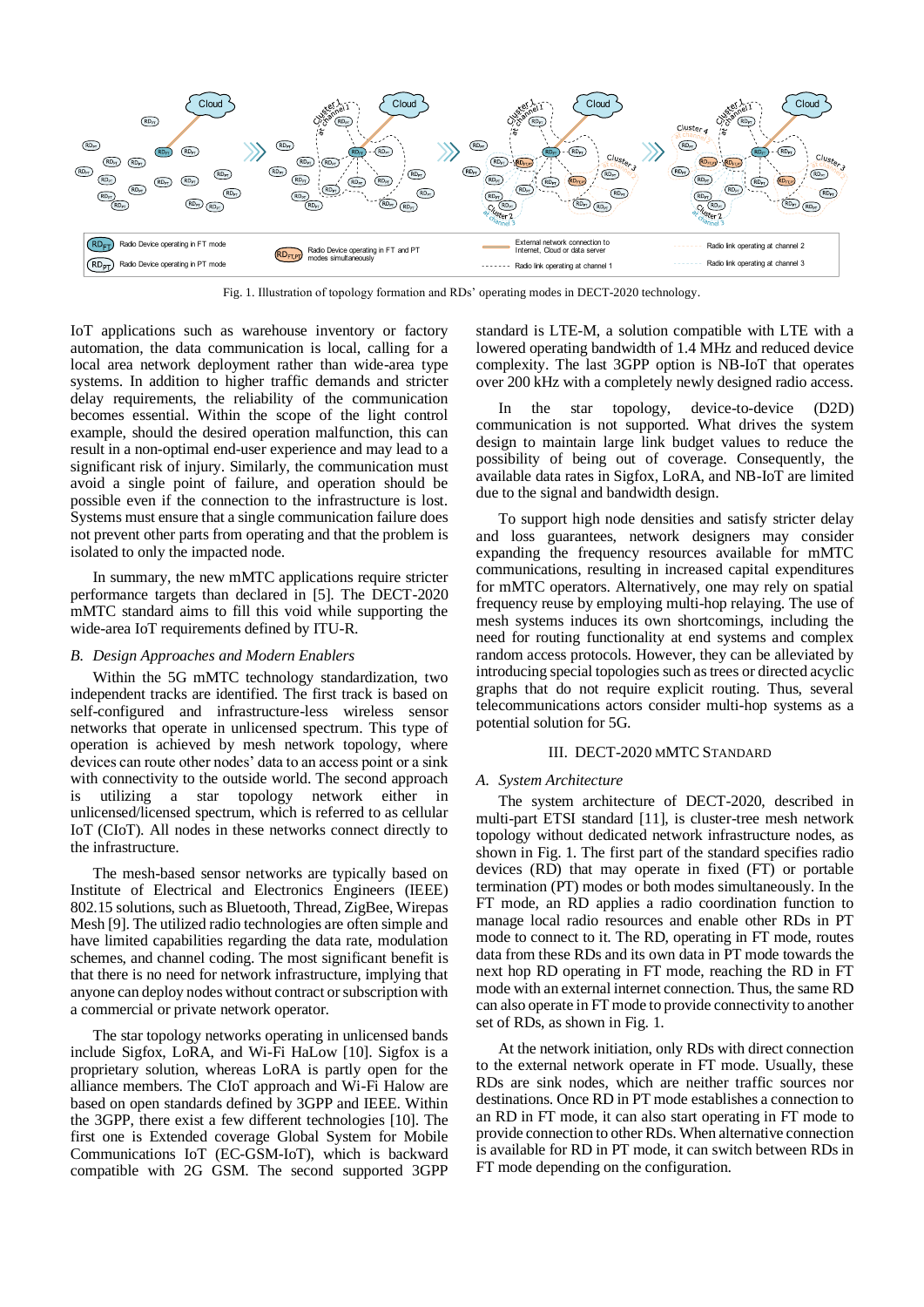Fig. 1. Illustration of topology formation and RDs' operating modes in DECT-2020 technology.

IoT applications such as warehouse inventory or factory automation, the data communication is local, calling for a local area network deployment rather than wide-area type systems. In addition to higher traffic demands and stricter delay requirements, the reliability of the communication becomes essential. Within the scope of the light control example, should the desired operation malfunction, this can result in a non-optimal end-user experience and may lead to a significant risk of injury. Similarly, the communication must avoid a single point of failure, and operation should be possible even if the connection to the infrastructure is lost. Systems must ensure that a single communication failure does not prevent other parts from operating and that the problem is isolated to only the impacted node.

In summary, the new mMTC applications require stricter performance targets than declared in [5]. The DECT-2020 mMTC standard aims to fill this void while supporting the wide-area IoT requirements defined by ITU-R.

### *B. Design Approaches and Modern Enablers*

Within the 5G mMTC technology standardization, two independent tracks are identified. The first track is based on self-configured and infrastructure-less wireless sensor networks that operate in unlicensed spectrum. This type of operation is achieved by mesh network topology, where devices can route other nodes' data to an access point or a sink with connectivity to the outside world. The second approach is utilizing a star topology network either in unlicensed/licensed spectrum, which is referred to as cellular IoT (CIoT). All nodes in these networks connect directly to the infrastructure.

The mesh-based sensor networks are typically based on Institute of Electrical and Electronics Engineers (IEEE) 802.15 solutions, such as Bluetooth, Thread, ZigBee, Wirepas Mesh [9]. The utilized radio technologies are often simple and have limited capabilities regarding the data rate, modulation schemes, and channel coding. The most significant benefit is that there is no need for network infrastructure, implying that anyone can deploy nodes without contract or subscription with a commercial or private network operator.

The star topology networks operating in unlicensed bands include Sigfox, LoRA, and Wi-Fi HaLow [10]. Sigfox is a proprietary solution, whereas LoRA is partly open for the alliance members. The CIoT approach and Wi-Fi Halow are based on open standards defined by 3GPP and IEEE. Within the 3GPP, there exist a few different technologies [10]. The first one is Extended coverage Global System for Mobile Communications IoT (EC-GSM-IoT), which is backward compatible with 2G GSM. The second supported 3GPP standard is LTE-M, a solution compatible with LTE with a lowered operating bandwidth of 1.4 MHz and reduced device complexity. The last 3GPP option is NB-IoT that operates over 200 kHz with a completely newly designed radio access.

In the star topology, device-to-device (D2D) communication is not supported. What drives the system design to maintain large link budget values to reduce the possibility of being out of coverage. Consequently, the available data rates in Sigfox, LoRA, and NB-IoT are limited due to the signal and bandwidth design.

To support high node densities and satisfy stricter delay and loss guarantees, network designers may consider expanding the frequency resources available for mMTC communications, resulting in increased capital expenditures for mMTC operators. Alternatively, one may rely on spatial frequency reuse by employing multi-hop relaying. The use of mesh systems induces its own shortcomings, including the need for routing functionality at end systems and complex random access protocols. However, they can be alleviated by introducing special topologies such as trees or directed acyclic graphs that do not require explicit routing. Thus, several telecommunications actors consider multi-hop systems as a potential solution for 5G.

## III. DECT-2020 mMTC Standard

### *A. System Architecture*

The system architecture of DECT-2020, described in multi-part ETSI standard [11], is cluster-tree mesh network topology without dedicated network infrastructure nodes, as shown in Fig. 1. The first part of the standard specifies radio devices (RD) that may operate in fixed (FT) or portable termination (PT) modes or both modes simultaneously. In the FT mode, an RD applies a radio coordination function to manage local radio resources and enable other RDs in PT mode to connect to it. The RD, operating in FT mode, routes data from these RDs and its own data in PT mode towards the next hop RD operating in FT mode, reaching the RD in FT mode with an external internet connection. Thus, the same RD can also operate in FT mode to provide connectivity to another set of RDs, as shown in Fig. 1.

At the network initiation, only RDs with direct connection to the external network operate in FT mode. Usually, these RDs are sink nodes, which are neither traffic sources nor destinations. Once RD in PT mode establishes a connection to an RD in FT mode, it can also start operating in FT mode to provide connection to other RDs. When alternative connection is available for RD in PT mode, it can switch between RDs in FT mode depending on the configuration.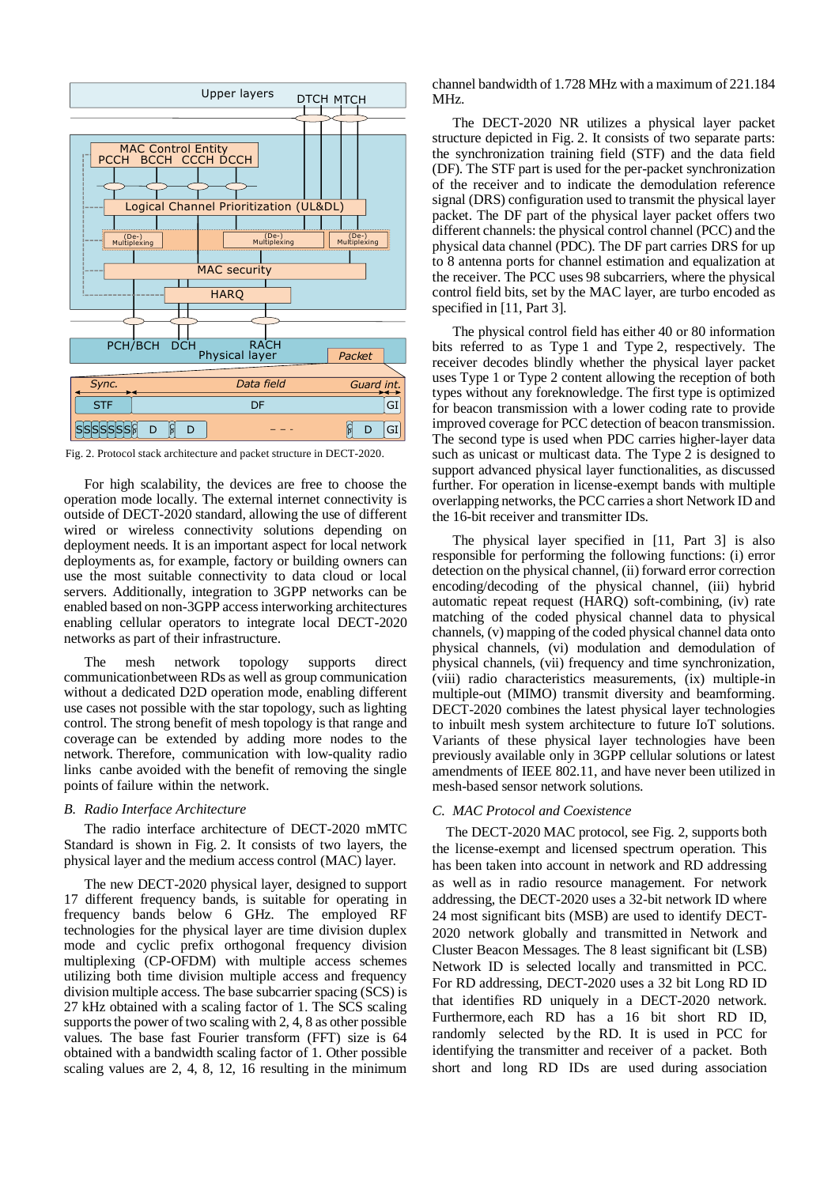Fig. 2. Protocol stack architecture and packet structure in DECT-2020.

For high scalability, the devices are free to choose the operation mode locally. The external internet connectivity is outside of DECT-2020 standard, allowing the use of different wired or wireless connectivity solutions depending on deployment needs. It is an important aspect for local network deployments as, for example, factory or building owners can use the most suitable connectivity to data cloud or local servers. Additionally, integration to 3GPP networks can be enabled based on non-3GPP access interworking architectures enabling cellular operators to integrate local DECT-2020 networks as part of their infrastructure.

The mesh network topology supports direct communicationbetween RDs as well as group communication without a dedicated D2D operation mode, enabling different use cases not possible with the star topology, such as lighting control. The strong benefit of mesh topology is that range and coverage can be extended by adding more nodes to the network. Therefore, communication with low-quality radio links canbe avoided with the benefit of removing the single points of failure within the network.

### B. *Radio Interface Architecture*

The radio interface architecture of DECT-2020 mMTC Standard is shown in Fig. 2. It consists of two layers, the physical layer and the medium access control (MAC) layer.

The new DECT-2020 physical layer, designed to support 17 different frequency bands, is suitable for operating in frequency bands below 6 GHz. The employed RF technologies for the physical layer are time division duplex mode and cyclic prefix orthogonal frequency division multiplexing (CP-OFDM) with multiple access schemes utilizing both time division multiple access and frequency division multiple access. The base subcarrier spacing (SCS) is 27 kHz obtained with a scaling factor of 1. The SCS scaling supports the power of two scaling with 2, 4, 8 as other possible values. The base fast Fourier transform (FFT) size is 64 obtained with a bandwidth scaling factor of 1. Other possible scaling values are 2, 4, 8, 12, 16 resulting in the minimum channel bandwidth of 1.728 MHz with a maximum of 221.184 MHz.

The DECT-2020 NR utilizes a physical layer packet structure depicted in Fig. 2. It consists of two separate parts: the synchronization training field (STF) and the data field (DF). The STF part is used for the per-packet synchronization of the receiver and to indicate the demodulation reference signal (DRS) configuration used to transmit the physical layer packet. The DF part of the physical layer packet offers two different channels: the physical control channel (PCC) and the physical data channel (PDC). The DF part carries DRS for up to 8 antenna ports for channel estimation and equalization at the receiver. The PCC uses 98 subcarriers, where the physical control field bits, set by the MAC layer, are turbo encoded as specified in [11, Part 3].

The physical control field has either 40 or 80 information bits referred to as Type 1 and Type 2, respectively. The receiver decodes blindly whether the physical layer packet uses Type 1 or Type 2 content allowing the reception of both types without any foreknowledge. The first type is optimized for beacon transmission with a lower coding rate to provide improved coverage for PCC detection of beacon transmission. The second type is used when PDC carries higher-layer data such as unicast or multicast data. The Type 2 is designed to support advanced physical layer functionalities, as discussed further. For operation in license-exempt bands with multiple overlapping networks, the PCC carries a short Network ID and the 16-bit receiver and transmitter IDs.

The physical layer specified in [11, Part 3] is also responsible for performing the following functions: (i) error detection on the physical channel, (ii) forward error correction encoding/decoding of the physical channel, (iii) hybrid automatic repeat request (HARQ) soft-combining, (iv) rate matching of the coded physical channel data to physical channels, (v) mapping of the coded physical channel data onto physical channels, (vi) modulation and demodulation of physical channels, (vii) frequency and time synchronization, (viii) radio characteristics measurements, (ix) multiple-in multiple-out (MIMO) transmit diversity and beamforming. DECT-2020 combines the latest physical layer technologies to inbuilt mesh system architecture to future IoT solutions. Variants of these physical layer technologies have been previously available only in 3GPP cellular solutions or latest amendments of IEEE 802.11, and have never been utilized in mesh-based sensor network solutions.

### C. *MAC Protocol and Coexistence*

The DECT-2020 MAC protocol, see Fig. 2, supports both the license-exempt and licensed spectrum operation. This has been taken into account in network and RD addressing as well as in radio resource management. For network addressing, the DECT-2020 uses a 32-bit network ID where 24 most significant bits (MSB) are used to identify DECT-2020 network globally and transmitted in Network and Cluster Beacon Messages. The 8 least significant bit (LSB) Network ID is selected locally and transmitted in PCC. For RD addressing, DECT-2020 uses a 32 bit Long RD ID that identifies RD uniquely in a DECT-2020 network. Furthermore, each RD has a 16 bit short RD ID, randomly selected by the RD. It is used in PCC for identifying the transmitter and receiver of a packet. Both short and long RD IDs are used during association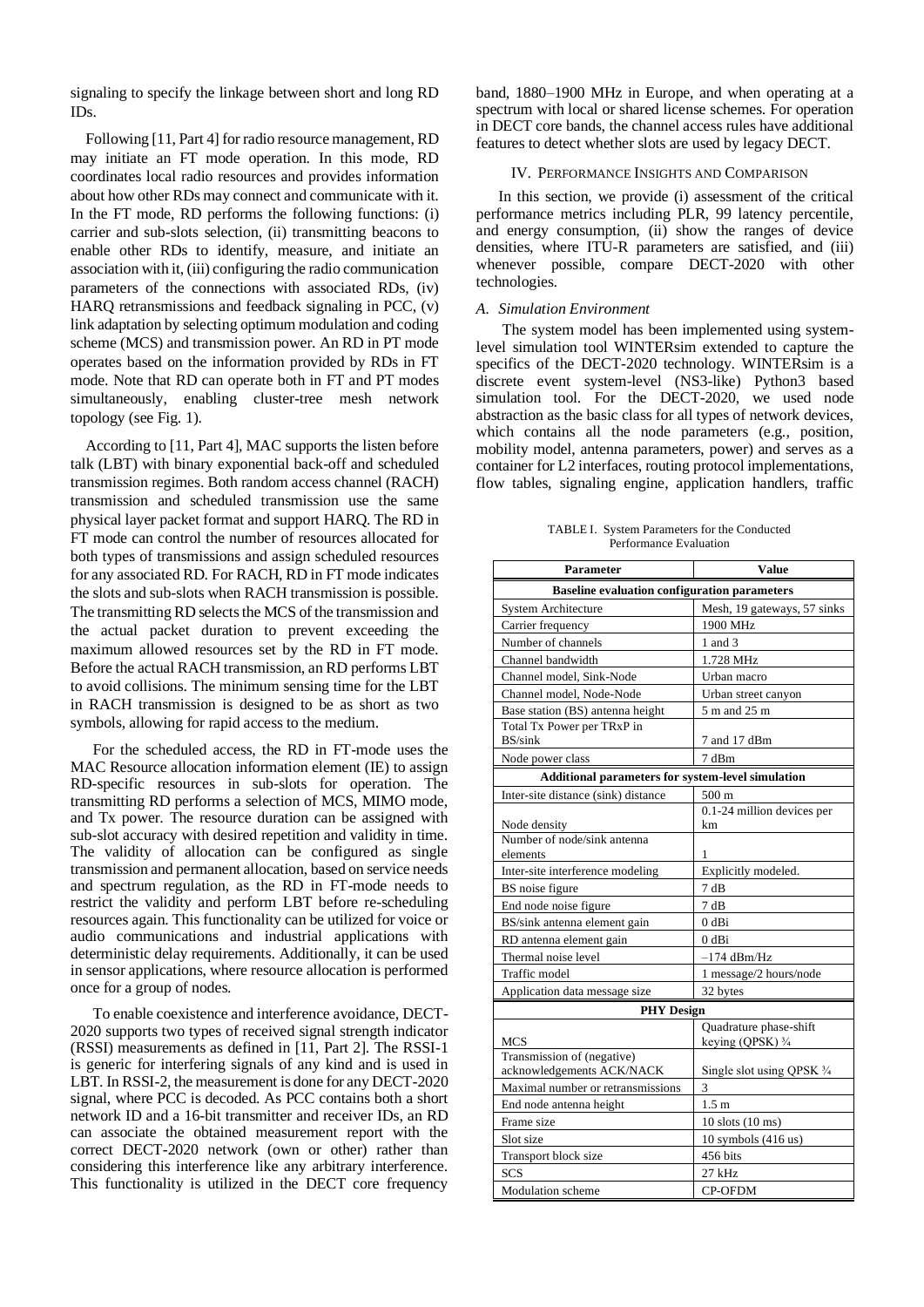signaling to specify the linkage between short and long RD IDs.

Following [11, Part 4] for radio resource management, RD may initiate an FT mode operation. In this mode, RD coordinates local radio resources and provides information about how other RDs may connect and communicate with it. In the FT mode, RD performs the following functions: (i) carrier and sub-slots selection, (ii) transmitting beacons to enable other RDs to identify, measure, and initiate an association with it, (iii) configuring the radio communication parameters of the connections with associated RDs, (iv) HARQ retransmissions and feedback signaling in PCC, (v) link adaptation by selecting optimum modulation and coding scheme (MCS) and transmission power. An RD in PT mode operates based on the information provided by RDs in FT mode. Note that RD can operate both in FT and PT modes simultaneously, enabling cluster-tree mesh network topology (see Fig. 1).

According to [11, Part 4], MAC supports the listen before talk (LBT) with binary exponential back-off and scheduled transmission regimes. Both random access channel (RACH) transmission and scheduled transmission use the same physical layer packet format and support HARQ. The RD in FT mode can control the number of resources allocated for both types of transmissions and assign scheduled resources for any associated RD. For RACH, RD in FT mode indicates the slots and sub-slots when RACH transmission is possible. The transmitting RD selects the MCS of the transmission and the actual packet duration to prevent exceeding the maximum allowed resources set by the RD in FT mode. Before the actual RACH transmission, an RD performs LBT to avoid collisions. The minimum sensing time for the LBT in RACH transmission is designed to be as short as two symbols, allowing for rapid access to the medium.

For the scheduled access, the RD in FT-mode uses the MAC Resource allocation information element (IE) to assign RD-specific resources in sub-slots for operation. The transmitting RD performs a selection of MCS, MIMO mode, and Tx power. The resource duration can be assigned with sub-slot accuracy with desired repetition and validity in time. The validity of allocation can be configured as single transmission and permanent allocation, based on service needs and spectrum regulation, as the RD in FT-mode needs to restrict the validity and perform LBT before re-scheduling resources again. This functionality can be utilized for voice or audio communications and industrial applications with deterministic delay requirements. Additionally, it can be used in sensor applications, where resource allocation is performed once for a group of nodes.

To enable coexistence and interference avoidance, DECT-2020 supports two types of received signal strength indicator (RSSI) measurements as defined in [11, Part 2]. The RSSI-1 is generic for interfering signals of any kind and is used in LBT. In RSSI-2, the measurement is done for any DECT-2020 signal, where PCC is decoded. As PCC contains both a short network ID and a 16-bit transmitter and receiver IDs, an RD can associate the obtained measurement report with the correct DECT-2020 network (own or other) rather than considering this interference like any arbitrary interference. This functionality is utilized in the DECT core frequency band, 1880–1900 MHz in Europe, and when operating at a spectrum with local or shared license schemes. For operation in DECT core bands, the channel access rules have additional features to detect whether slots are used by legacy DECT.

## IV. Performance Insights and Comparison

In this section, we provide (i) assessment of the critical performance metrics including PLR, 99 latency percentile, and energy consumption, (ii) show the ranges of device densities, where ITU-R parameters are satisfied, and (iii) whenever possible, compare DECT-2020 with other technologies.

### *A. Simulation Environment*

The system model has been implemented using system-level simulation tool WINTERsim extended to capture the specifics of the DECT-2020 technology. WINTERsim is a discrete event system-level (NS3-like) Python3 based simulation tool. For the DECT-2020, we used node abstraction as the basic class for all types of network devices, which contains all the node parameters (e.g., position, mobility model, antenna parameters, power) and serves as a container for L2 interfaces, routing protocol implementations, flow tables, signaling engine, application handlers, traffic

TABLE I. System Parameters for the Conducted Performance Evaluation

| Parameter | Value |
|---|---|
| **Baseline evaluation configuration parameters** | |
| System Architecture | Mesh, 19 gateways, 57 sinks |
| Carrier frequency | 1900 MHz |
| Number of channels | 1 and 3 |
| Channel bandwidth | 1.728 MHz |
| Channel model, Sink-Node | Urban macro |
| Channel model, Node-Node | Urban street canyon |
| Base station (BS) antenna height | 5 m and 25 m |
| Total Tx Power per TRxP in BS/sink | 7 and 17 dBm |
| Node power class | 7 dBm |
| **Additional parameters for system-level simulation** | |
| Inter-site interference (sink) distance | 500 m |
| Node density | 0.1-24 million devices per km |
| Number of node/sink antenna elements | 1 |
| Inter-site interference modeling | Explicitly modeled. |
| BS noise figure | 7 dB |
| End node noise figure | 7 dB |
| BS/sink antenna element gain | 0 dBi |
| RD antenna element gain | 0 dBi |
| Thermal noise level | –174 dBm/Hz |
| Traffic model | 1 message/2 hours/node |
| Application data message size | 32 bytes |
| **PHY Design** | |
| MCS | Quadrature phase-shift keying (QPSK) ¾ |
| Transmission of (negative) acknowledgements ACK/NACK | Single slot using QPSK ¾ |
| Maximal number or retransmissions | 3 |
| End node antenna height | 1.5 m |
| Frame size | 10 slots (10 ms) |
| Slot size | 10 symbols (416 us) |
| Transport block size | 456 bits |
| SCS | 27 kHz |
| Modulation scheme | CP-OFDM |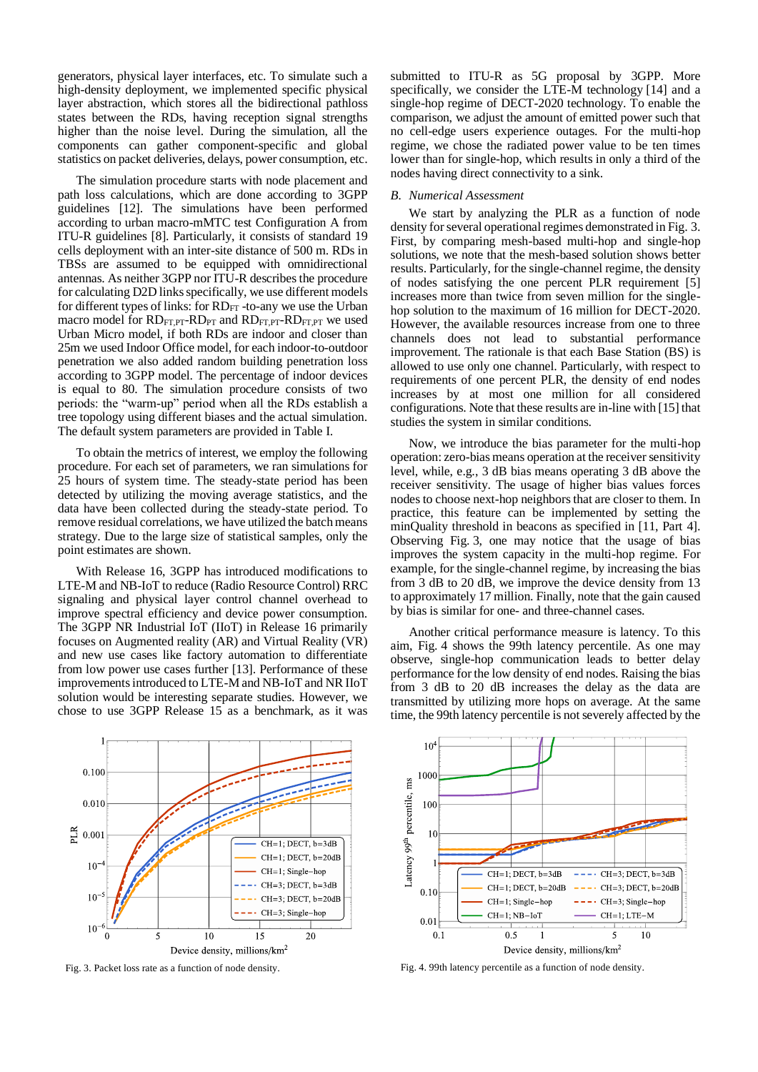generators, physical layer interfaces, etc. To simulate such a high-density deployment, we implemented specific physical layer abstraction, which stores all the bidirectional pathloss states between the RDs, having reception signal strengths higher than the noise level. During the simulation, all the components can gather component-specific and global statistics on packet deliveries, delays, power consumption, etc.

The simulation procedure starts with node placement and path loss calculations, which are done according to 3GPP guidelines [12]. The simulations have been performed according to urban macro-mMTC test Configuration A from ITU-R guidelines [8]. Particularly, it consists of standard 19 cells deployment with an inter-site distance of 500 m. RDs in TBSs are assumed to be equipped with omnidirectional antennas. As neither 3GPP nor ITU-R describes the procedure for calculating D2D links specifically, we use different models for different types of links: for $RD_{FT}$ -to-any we use the Urban macro model for $RD_{FT,PT}$-$RD_{PT}$ and $RD_{FT,PT}$-$RD_{FT,PT}$ we used Urban Micro model, if both RDs are indoor and closer than 25m we used Indoor Office model, for each indoor-to-outdoor penetration we also added random building penetration loss according to 3GPP model. The percentage of indoor devices is equal to 80. The simulation procedure consists of two periods: the "warm-up" period when all the RDs establish a tree topology using different biases and the actual simulation. The default system parameters are provided in Table I.

To obtain the metrics of interest, we employ the following procedure. For each set of parameters, we ran simulations for 25 hours of system time. The steady-state period has been detected by utilizing the moving average statistics, and the data have been collected during the steady-state period. To remove residual correlations, we have utilized the batch means strategy. Due to the large size of statistical samples, only the point estimates are shown.

With Release 16, 3GPP has introduced modifications to LTE-M and NB-IoT to reduce (Radio Resource Control) RRC signaling and physical layer control channel overhead to improve spectral efficiency and device power consumption. The 3GPP NR Industrial IoT (IIoT) in Release 16 primarily focuses on Augmented reality (AR) and Virtual Reality (VR) and new use cases like factory automation to differentiate from low power use cases further [13]. Performance of these improvements introduced to LTE-M and NB-IoT and NR IIoT solution would be interesting separate studies. However, we chose to use 3GPP Release 15 as a benchmark, as it was submitted to ITU-R as 5G proposal by 3GPP. More specifically, we consider the LTE-M technology [14] and a single-hop regime of DECT-2020 technology. To enable the comparison, we adjust the amount of emitted power such that no cell-edge users experience outages. For the multi-hop regime, we chose the radiated power value to be ten times lower than for single-hop, which results in only a third of the nodes having direct connectivity to a sink.

### B. Numerical Assessment

We start by analyzing the PLR as a function of node density for several operational regimes demonstrated in Fig. 3. First, by comparing mesh-based multi-hop and single-hop solutions, we note that the mesh-based solution shows better results. Particularly, for the single-channel regime, the density of nodes satisfying the one percent PLR requirement [5] increases more than twice from seven million for the single-hop solution to the maximum of 16 million for DECT-2020. However, the available resources increase from one to three channels does not lead to substantial performance improvement. The rationale is that each Base Station (BS) is allowed to use only one channel. Particularly, with respect to requirements of one percent PLR, the density of end nodes increases by at most one million for all considered configurations. Note that these results are in-line with [15] that studies the system in similar conditions.

Now, we introduce the bias parameter for the multi-hop operation: zero-bias means operation at the receiver sensitivity level, while, e.g., 3 dB bias means operating 3 dB above the receiver sensitivity. The usage of higher bias values forces nodes to choose next-hop neighbors that are closer to them. In practice, this feature can be implemented by setting the minQuality threshold in beacons as specified in [11, Part 4]. Observing Fig. 3, one may notice that the usage of bias improves the system capacity in the multi-hop regime. For example, for the single-channel regime, by increasing the bias from 3 dB to 20 dB, we improve the device density from 13 to approximately 17 million. Finally, note that the gain caused by bias is similar for one- and three-channel cases.

Another critical performance measure is latency. To this aim, Fig. 4 shows the 99th latency percentile. As one may observe, single-hop communication leads to better delay performance for the low density of end nodes. Raising the bias from 3 dB to 20 dB increases the delay as the data are transmitted by utilizing more hops on average. At the same time, the 99th latency percentile is not severely affected by the

Fig. 3. Packet loss rate as a function of node density.

Fig. 4. 99th latency percentile as a function of node density.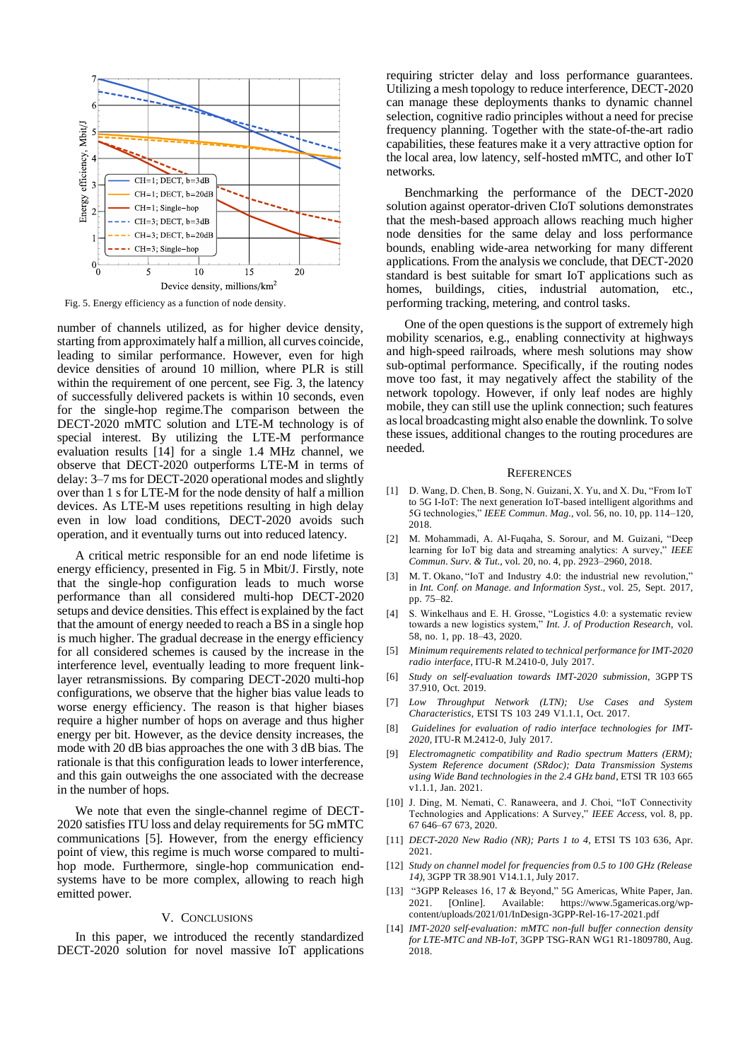Fig. 5. Energy efficiency as a function of node density.

number of channels utilized, as for higher device density, starting from approximately half a million, all curves coincide, leading to similar performance. However, even for high device densities of around 10 million, where PLR is still within the requirement of one percent, see Fig. 3, the latency of successfully delivered packets is within 10 seconds, even for the single-hop regime.The comparison between the DECT-2020 mMTC solution and LTE-M technology is of special interest. By utilizing the LTE-M performance evaluation results [14] for a single 1.4 MHz channel, we observe that DECT-2020 outperforms LTE-M in terms of delay: 3–7 ms for DECT-2020 operational modes and slightly over than 1 s for LTE-M for the node density of half a million devices. As LTE-M uses repetitions resulting in high delay even in low load conditions, DECT-2020 avoids such operation, and it eventually turns out into reduced latency.

A critical metric responsible for an end node lifetime is energy efficiency, presented in Fig. 5 in Mbit/J. Firstly, note that the single-hop configuration leads to much worse performance than all considered multi-hop DECT-2020 setups and device densities. This effect is explained by the fact that the amount of energy needed to reach a BS in a single hop is much higher. The gradual decrease in the energy efficiency for all considered schemes is caused by the increase in the interference level, eventually leading to more frequent link-layer retransmissions. By comparing DECT-2020 multi-hop configurations, we observe that the higher bias value leads to worse energy efficiency. The reason is that higher biases require a higher number of hops on average and thus higher energy per bit. However, as the device density increases, the mode with 20 dB bias approaches the one with 3 dB bias. The rationale is that this configuration leads to lower interference, and this gain outweighs the one associated with the decrease in the number of hops.

We note that even the single-channel regime of DECT-2020 satisfies ITU loss and delay requirements for 5G mMTC communications [5]. However, from the energy efficiency point of view, this regime is much worse compared to multi-hop mode. Furthermore, single-hop communication end-systems have to be more complex, allowing to reach high emitted power.

## V. Conclusions

In this paper, we introduced the recently standardized DECT-2020 solution for novel massive IoT applications requiring stricter delay and loss performance guarantees. Utilizing a mesh topology to reduce interference, DECT-2020 can manage these deployments thanks to dynamic channel selection, cognitive radio principles without a need for precise frequency planning. Together with the state-of-the-art radio capabilities, these features make it a very attractive option for the local area, low latency, self-hosted mMTC, and other IoT networks.

Benchmarking the performance of the DECT-2020 solution against operator-driven CIoT solutions demonstrates that the mesh-based approach allows reaching much higher node densities for the same delay and loss performance bounds, enabling wide-area networking for many different applications. From the analysis we conclude, that DECT-2020 standard is best suitable for smart IoT applications such as homes, buildings, cities, industrial automation, etc., performing tracking, metering, and control tasks.

One of the open questions is the support of extremely high mobility scenarios, e.g., enabling connectivity at highways and high-speed railroads, where mesh solutions may show sub-optimal performance. Specifically, if the routing nodes move too fast, it may negatively affect the stability of the network topology. However, if only leaf nodes are highly mobile, they can still use the uplink connection; such features as local broadcasting might also enable the downlink. To solve these issues, additional changes to the routing procedures are needed.

## References

[1] D. Wang, D. Chen, B. Song, N. Guizani, X. Yu, and X. Du, "From IoT to 5G I-IoT: The next generation IoT-based intelligent algorithms and 5G technologies," *IEEE Commun. Mag.*, vol. 56, no. 10, pp. 114–120, 2018.

[2] M. Mohammadi, A. Al-Fuqaha, S. Sorour, and M. Guizani, "Deep learning for IoT big data and streaming analytics: A survey," *IEEE Commun. Surv. & Tut.*, vol. 20, no. 4, pp. 2923–2960, 2018.

[3] M. T. Okano, "IoT and Industry 4.0: the industrial new revolution," in *Int. Conf. on Manage. and Information Syst.*, vol. 25, Sept. 2017, pp. 75–82.

[4] S. Winkelhaus and E. H. Grosse, "Logistics 4.0: a systematic review towards a new logistics system," *Int. J. of Production Research*, vol. 58, no. 1, pp. 18–43, 2020.

[5] *Minimum requirements related to technical performance for IMT-2020 radio interface*, ITU-R M.2410-0, July 2017.

[6] *Study on self-evaluation towards IMT-2020 submission*, 3GPP TS 37.910, Oct. 2019.

[7] *Low Throughput Network (LTN); Use Cases and System Characteristics*, ETSI TS 103 249 V1.1.1, Oct. 2017.

[8] *Guidelines for evaluation of radio interface technologies for IMT-2020*, ITU-R M.2412-0, July 2017.

[9] *Electromagnetic compatibility and Radio spectrum Matters (ERM); System Reference document (SRdoc); Data Transmission Systems using Wide Band technologies in the 2.4 GHz band*, ETSI TR 103 665 v1.1.1, Jan. 2021.

[10] J. Ding, M. Nemati, C. Ranaweera, and J. Choi, "IoT Connectivity Technologies and Applications: A Survey," *IEEE Access*, vol. 8, pp. 67 646–67 673, 2020.

[11] *DECT-2020 New Radio (NR); Parts 1 to 4*, ETSI TS 103 636, Apr. 2021.

[12] *Study on channel model for frequencies from 0.5 to 100 GHz (Release 14)*, 3GPP TR 38.901 V14.1.1, July 2017.

[13] "3GPP Releases 16, 17 & Beyond," 5G Americas, White Paper, Jan. 2021. [Online]. Available: https://www.5gamericas.org/wp-content/uploads/2021/01/InDesign-3GPP-Rel-16-17-2021.pdf

[14] *IMT-2020 self-evaluation: mMTC non-full buffer connection density for LTE-MTC and NB-IoT*, 3GPP TSG-RAN WG1 R1-1809780, Aug. 2018.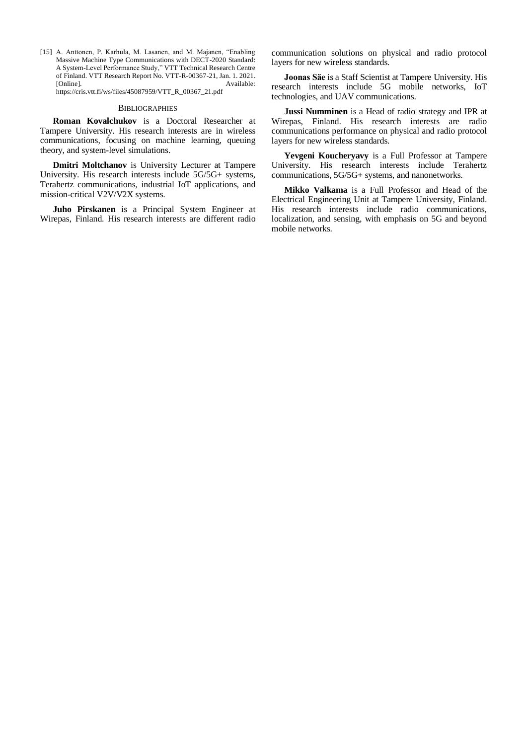[15] A. Anttonen, P. Karhula, M. Lasanen, and M. Majanen, "Enabling Massive Machine Type Communications with DECT-2020 Standard: A System-Level Performance Study," VTT Technical Research Centre of Finland. VTT Research Report No. VTT-R-00367-21, Jan. 1. 2021. [Online]. Available: https://cris.vtt.fi/ws/files/45087959/VTT_R_00367_21.pdf

## Bibliographies

**Roman Kovalchukov** is a Doctoral Researcher at Tampere University. His research interests are in wireless communications, focusing on machine learning, queuing theory, and system-level simulations.

**Dmitri Moltchanov** is University Lecturer at Tampere University. His research interests include 5G/5G+ systems, Terahertz communications, industrial IoT applications, and mission-critical V2V/V2X systems.

**Juho Pirskanen** is a Principal System Engineer at Wirepas, Finland. His research interests are different radio communication solutions on physical and radio protocol layers for new wireless standards.

**Joonas Säe** is a Staff Scientist at Tampere University. His research interests include 5G mobile networks, IoT technologies, and UAV communications.

**Jussi Numminen** is a Head of radio strategy and IPR at Wirepas, Finland. His research interests are radio communications performance on physical and radio protocol layers for new wireless standards.

**Yevgeni Koucheryavy** is a Full Professor at Tampere University. His research interests include Terahertz communications, 5G/5G+ systems, and nanonetworks.

**Mikko Valkama** is a Full Professor and Head of the Electrical Engineering Unit at Tampere University, Finland. His research interests include radio communications, localization, and sensing, with emphasis on 5G and beyond mobile networks.